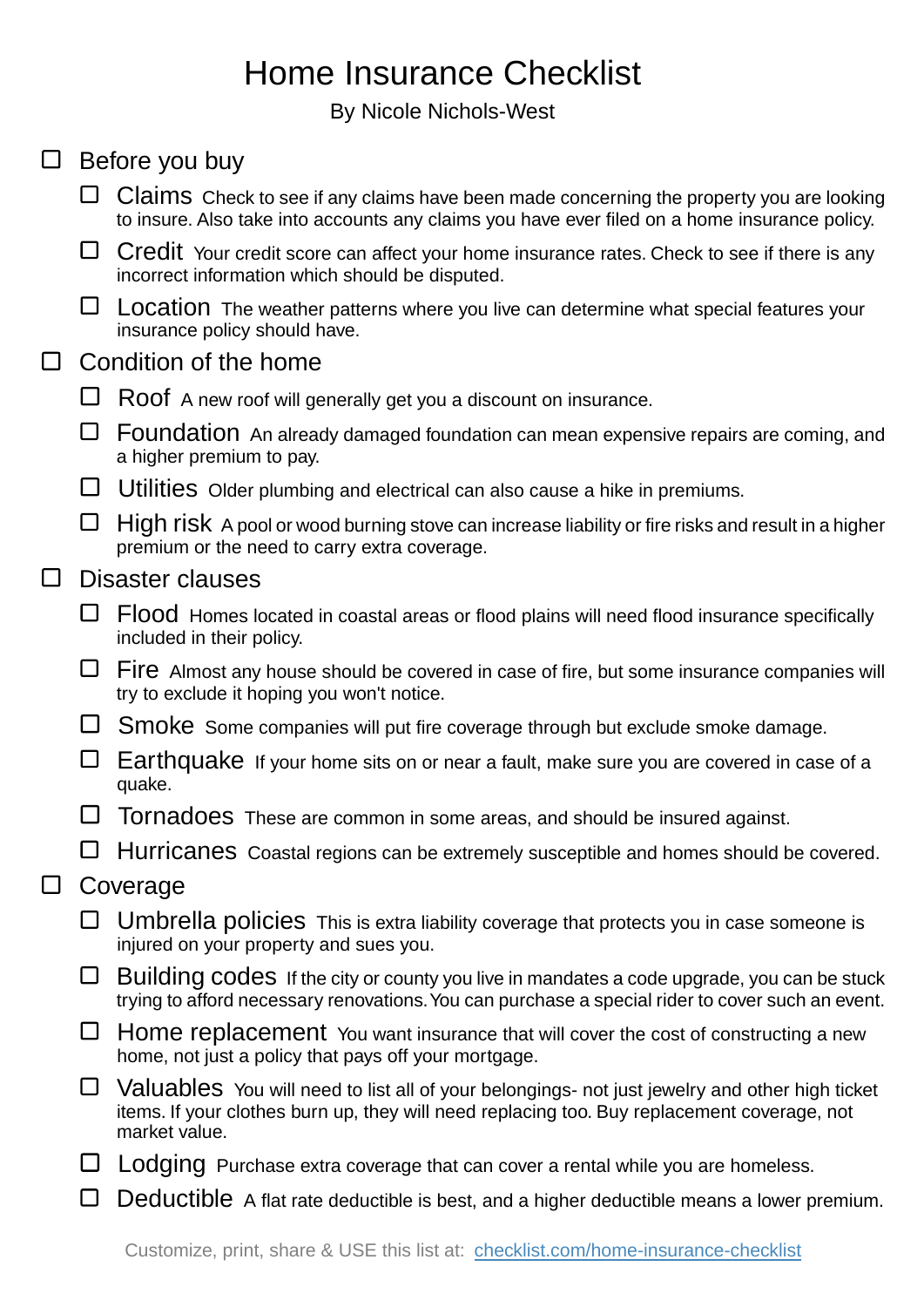# Home Insurance Checklist

By Nicole Nichols-West

- [ ] Before you buy
  - [ ] **Claims** Check to see if any claims have been made concerning the property you are looking to insure. Also take into accounts any claims you have ever filed on a home insurance policy.
  - [ ] **Credit** Your credit score can affect your home insurance rates. Check to see if there is any incorrect information which should be disputed.
  - [ ] **Location** The weather patterns where you live can determine what special features your insurance policy should have.
- [ ] Condition of the home
  - [ ] **Roof** A new roof will generally get you a discount on insurance.
  - [ ] **Foundation** An already damaged foundation can mean expensive repairs are coming, and a higher premium to pay.
  - [ ] **Utilities** Older plumbing and electrical can also cause a hike in premiums.
  - [ ] **High risk** A pool or wood burning stove can increase liability or fire risks and result in a higher premium or the need to carry extra coverage.
- [ ] Disaster clauses
  - [ ] **Flood** Homes located in coastal areas or flood plains will need flood insurance specifically included in their policy.
  - [ ] **Fire** Almost any house should be covered in case of fire, but some insurance companies will try to exclude it hoping you won't notice.
  - [ ] **Smoke** Some companies will put fire coverage through but exclude smoke damage.
  - [ ] **Earthquake** If your home sits on or near a fault, make sure you are covered in case of a quake.
  - [ ] **Tornadoes** These are common in some areas, and should be insured against.
  - [ ] **Hurricanes** Coastal regions can be extremely susceptible and homes should be covered.
- [ ] Coverage
  - [ ] **Umbrella policies** This is extra liability coverage that protects you in case someone is injured on your property and sues you.
  - [ ] **Building codes** If the city or county you live in mandates a code upgrade, you can be stuck trying to afford necessary renovations. You can purchase a special rider to cover such an event.
  - [ ] **Home replacement** You want insurance that will cover the cost of constructing a new home, not just a policy that pays off your mortgage.
  - [ ] **Valuables** You will need to list all of your belongings- not just jewelry and other high ticket items. If your clothes burn up, they will need replacing too. Buy replacement coverage, not market value.
  - [ ] **Lodging** Purchase extra coverage that can cover a rental while you are homeless.
  - [ ] **Deductible** A flat rate deductible is best, and a higher deductible means a lower premium.

Customize, print, share & USE this list at: [checklist.com/home-insurance-checklist](https://checklist.com/home-insurance-checklist)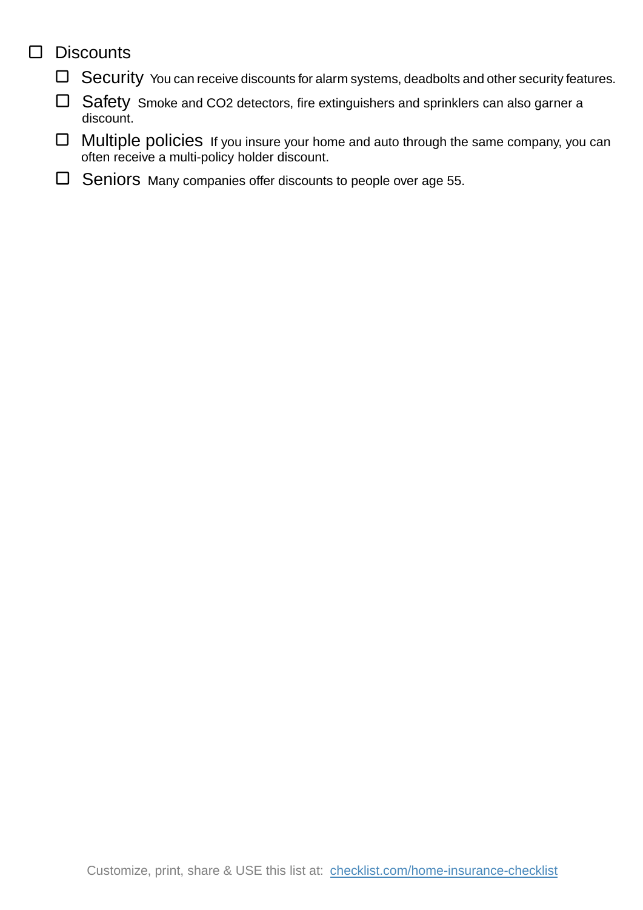- [ ] Discounts
    - [ ] Security You can receive discounts for alarm systems, deadbolts and other security features.
    - [ ] Safety Smoke and CO2 detectors, fire extinguishers and sprinklers can also garner a discount.
    - [ ] Multiple policies If you insure your home and auto through the same company, you can often receive a multi-policy holder discount.
    - [ ] Seniors Many companies offer discounts to people over age 55.

Customize, print, share & USE this list at: [checklist.com/home-insurance-checklist](checklist.com/home-insurance-checklist)